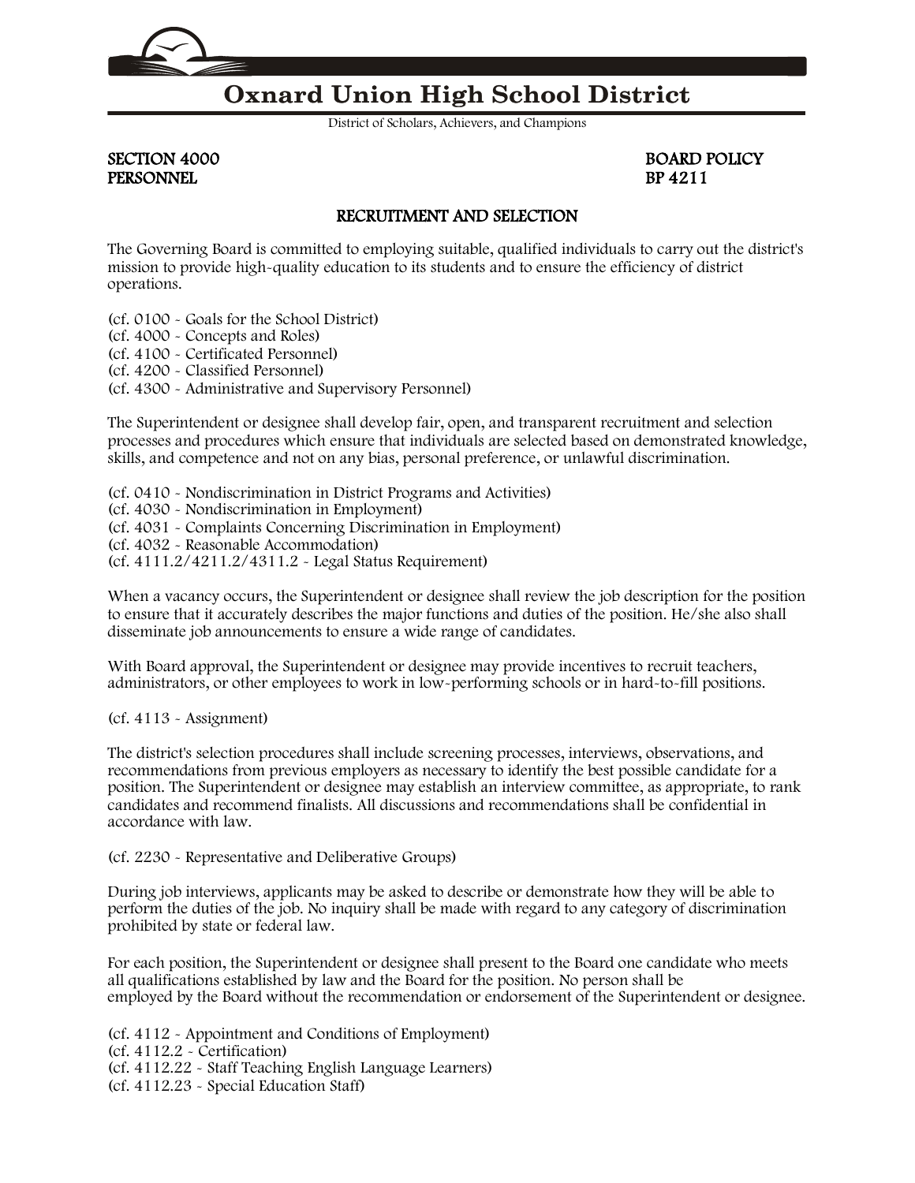# Oxnard Union High School District

District of Scholars, Achievers, and Champions

SECTION 4000
PERSONNEL

BOARD POLICY
BP 4211

## RECRUITMENT AND SELECTION

The Governing Board is committed to employing suitable, qualified individuals to carry out the district's mission to provide high-quality education to its students and to ensure the efficiency of district operations.

(cf. 0100 - Goals for the School District)
(cf. 4000 - Concepts and Roles)
(cf. 4100 - Certificated Personnel)
(cf. 4200 - Classified Personnel)
(cf. 4300 - Administrative and Supervisory Personnel)

The Superintendent or designee shall develop fair, open, and transparent recruitment and selection processes and procedures which ensure that individuals are selected based on demonstrated knowledge, skills, and competence and not on any bias, personal preference, or unlawful discrimination.

(cf. 0410 - Nondiscrimination in District Programs and Activities)
(cf. 4030 - Nondiscrimination in Employment)
(cf. 4031 - Complaints Concerning Discrimination in Employment)
(cf. 4032 - Reasonable Accommodation)
(cf. 4111.2/4211.2/4311.2 - Legal Status Requirement)

When a vacancy occurs, the Superintendent or designee shall review the job description for the position to ensure that it accurately describes the major functions and duties of the position. He/she also shall disseminate job announcements to ensure a wide range of candidates.

With Board approval, the Superintendent or designee may provide incentives to recruit teachers, administrators, or other employees to work in low-performing schools or in hard-to-fill positions.

(cf. 4113 - Assignment)

The district's selection procedures shall include screening processes, interviews, observations, and recommendations from previous employers as necessary to identify the best possible candidate for a position. The Superintendent or designee may establish an interview committee, as appropriate, to rank candidates and recommend finalists. All discussions and recommendations shall be confidential in accordance with law.

(cf. 2230 - Representative and Deliberative Groups)

During job interviews, applicants may be asked to describe or demonstrate how they will be able to perform the duties of the job. No inquiry shall be made with regard to any category of discrimination prohibited by state or federal law.

For each position, the Superintendent or designee shall present to the Board one candidate who meets all qualifications established by law and the Board for the position. No person shall be employed by the Board without the recommendation or endorsement of the Superintendent or designee.

(cf. 4112 - Appointment and Conditions of Employment)
(cf. 4112.2 - Certification)
(cf. 4112.22 - Staff Teaching English Language Learners)
(cf. 4112.23 - Special Education Staff)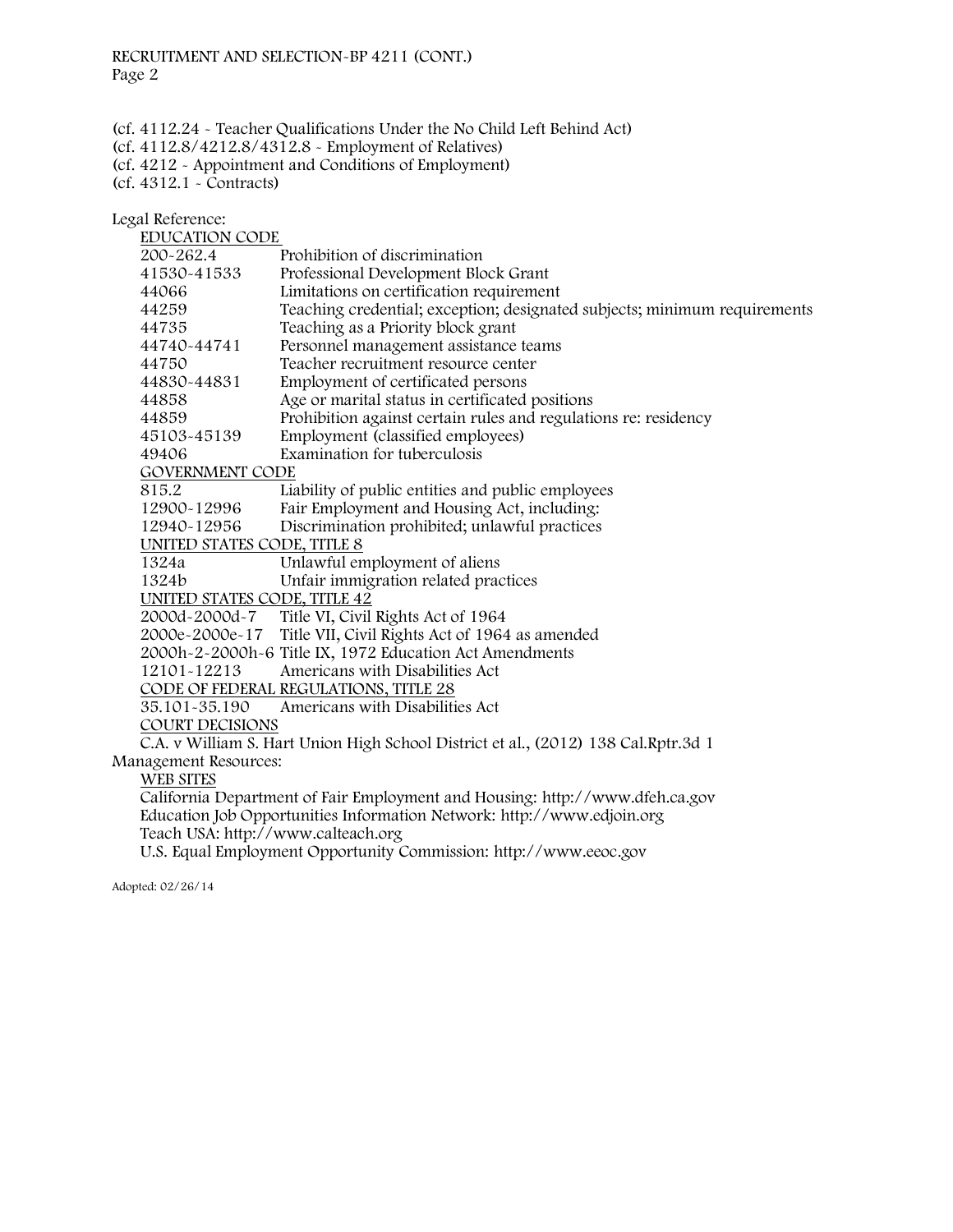(cf. 4112.24 - Teacher Qualifications Under the No Child Left Behind Act)
(cf. 4112.8/4212.8/4312.8 - Employment of Relatives)
(cf. 4212 - Appointment and Conditions of Employment)
(cf. 4312.1 - Contracts)

Legal Reference:

EDUCATION CODE

| | |
|---|---|
| 200-262.4 | Prohibition of discrimination |
| 41530-41533 | Professional Development Block Grant |
| 44066 | Limitations on certification requirement |
| 44259 | Teaching credential; exception; designated subjects; minimum requirements |
| 44735 | Teaching as a Priority block grant |
| 44740-44741 | Personnel management assistance teams |
| 44750 | Teacher recruitment resource center |
| 44830-44831 | Employment of certificated persons |
| 44858 | Age or marital status in certificated positions |
| 44859 | Prohibition against certain rules and regulations re: residency |
| 45103-45139 | Employment (classified employees) |
| 49406 | Examination for tuberculosis |

GOVERNMENT CODE

| | |
|---|---|
| 815.2 | Liability of public entities and public employees |
| 12900-12996 | Fair Employment and Housing Act, including: |
| 12940-12956 | Discrimination prohibited; unlawful practices |

UNITED STATES CODE, TITLE 8

| | |
|---|---|
| 1324a | Unlawful employment of aliens |
| 1324b | Unfair immigration related practices |

UNITED STATES CODE, TITLE 42

| | |
|---|---|
| 2000d-2000d-7 | Title VI, Civil Rights Act of 1964 |
| 2000e-2000e-17 | Title VII, Civil Rights Act of 1964 as amended |
| 2000h-2-2000h-6 | Title IX, 1972 Education Act Amendments |
| 12101-12213 | Americans with Disabilities Act |

CODE OF FEDERAL REGULATIONS, TITLE 28

| | |
|---|---|
| 35.101-35.190 | Americans with Disabilities Act |

COURT DECISIONS

C.A. v William S. Hart Union High School District et al., (2012) 138 Cal.Rptr.3d 1

Management Resources:

WEB SITES

California Department of Fair Employment and Housing: http://www.dfeh.ca.gov
Education Job Opportunities Information Network: http://www.edjoin.org
Teach USA: http://www.calteach.org
U.S. Equal Employment Opportunity Commission: http://www.eeoc.gov

Adopted: 02/26/14